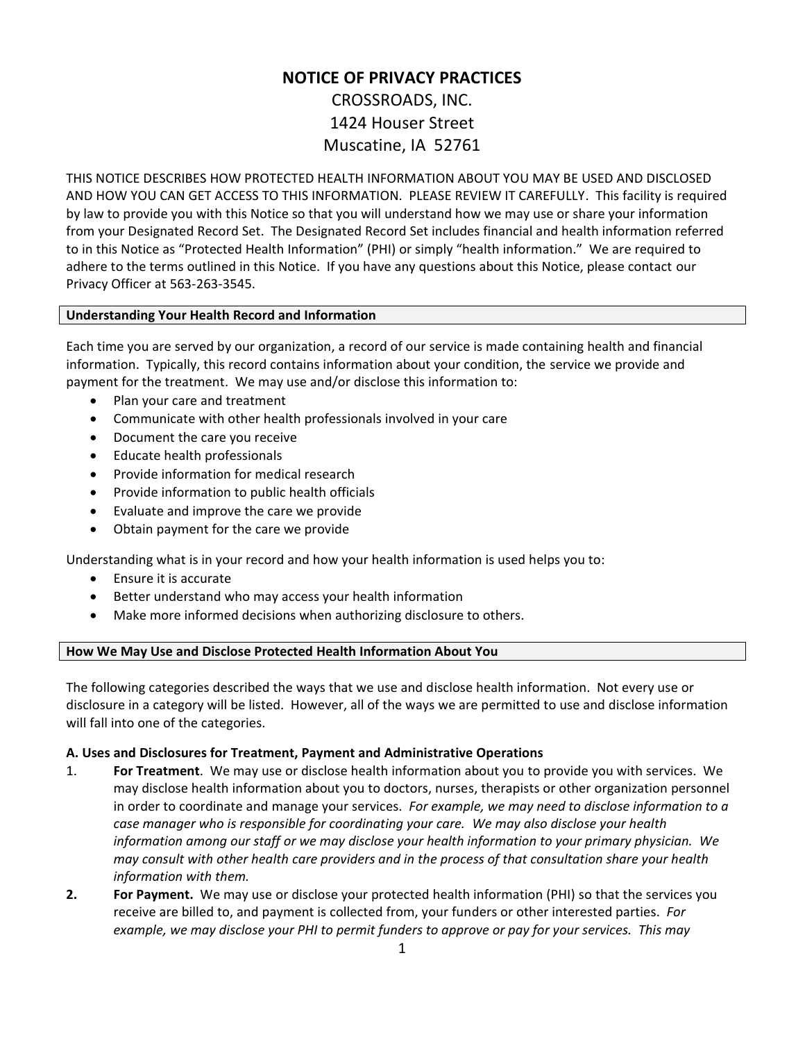# NOTICE OF PRIVACY PRACTICES

CROSSROADS, INC.
1424 Houser Street
Muscatine, IA 52761

THIS NOTICE DESCRIBES HOW PROTECTED HEALTH INFORMATION ABOUT YOU MAY BE USED AND DISCLOSED AND HOW YOU CAN GET ACCESS TO THIS INFORMATION. PLEASE REVIEW IT CAREFULLY. This facility is required by law to provide you with this Notice so that you will understand how we may use or share your information from your Designated Record Set. The Designated Record Set includes financial and health information referred to in this Notice as "Protected Health Information" (PHI) or simply "health information." We are required to adhere to the terms outlined in this Notice. If you have any questions about this Notice, please contact our Privacy Officer at 563-263-3545.

## Understanding Your Health Record and Information

Each time you are served by our organization, a record of our service is made containing health and financial information. Typically, this record contains information about your condition, the service we provide and payment for the treatment. We may use and/or disclose this information to:

- Plan your care and treatment
- Communicate with other health professionals involved in your care
- Document the care you receive
- Educate health professionals
- Provide information for medical research
- Provide information to public health officials
- Evaluate and improve the care we provide
- Obtain payment for the care we provide

Understanding what is in your record and how your health information is used helps you to:

- Ensure it is accurate
- Better understand who may access your health information
- Make more informed decisions when authorizing disclosure to others.

## How We May Use and Disclose Protected Health Information About You

The following categories described the ways that we use and disclose health information. Not every use or disclosure in a category will be listed. However, all of the ways we are permitted to use and disclose information will fall into one of the categories.

### A. Uses and Disclosures for Treatment, Payment and Administrative Operations

1. **For Treatment**. We may use or disclose health information about you to provide you with services. We may disclose health information about you to doctors, nurses, therapists or other organization personnel in order to coordinate and manage your services. *For example, we may need to disclose information to a case manager who is responsible for coordinating your care. We may also disclose your health information among our staff or we may disclose your health information to your primary physician. We may consult with other health care providers and in the process of that consultation share your health information with them.*
2. **For Payment.** We may use or disclose your protected health information (PHI) so that the services you receive are billed to, and payment is collected from, your funders or other interested parties. *For example, we may disclose your PHI to permit funders to approve or pay for your services. This may*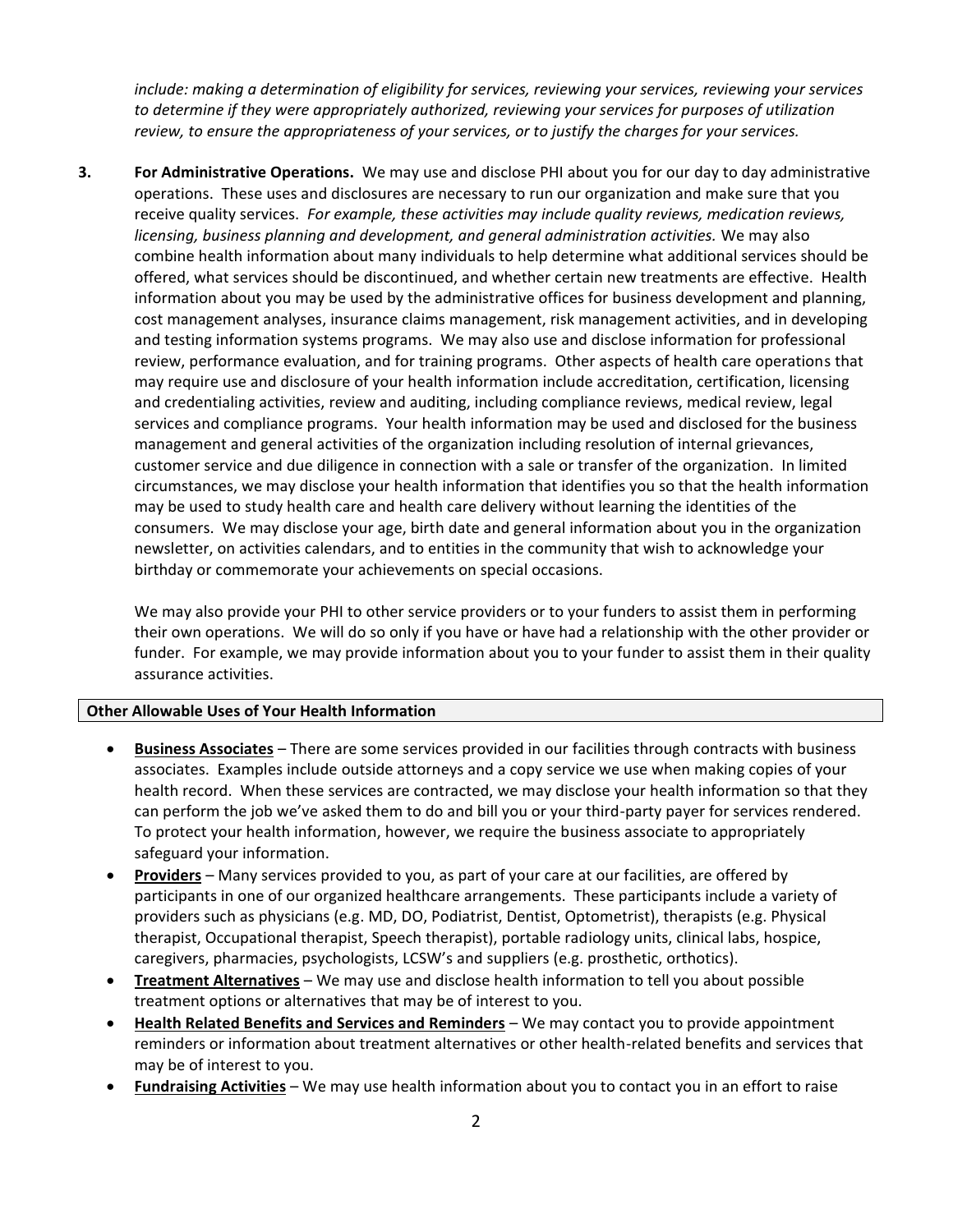*include: making a determination of eligibility for services, reviewing your services, reviewing your services to determine if they were appropriately authorized, reviewing your services for purposes of utilization review, to ensure the appropriateness of your services, or to justify the charges for your services.*

**3. For Administrative Operations.** We may use and disclose PHI about you for our day to day administrative operations. These uses and disclosures are necessary to run our organization and make sure that you receive quality services. *For example, these activities may include quality reviews, medication reviews, licensing, business planning and development, and general administration activities.* We may also combine health information about many individuals to help determine what additional services should be offered, what services should be discontinued, and whether certain new treatments are effective. Health information about you may be used by the administrative offices for business development and planning, cost management analyses, insurance claims management, risk management activities, and in developing and testing information systems programs. We may also use and disclose information for professional review, performance evaluation, and for training programs. Other aspects of health care operations that may require use and disclosure of your health information include accreditation, certification, licensing and credentialing activities, review and auditing, including compliance reviews, medical review, legal services and compliance programs. Your health information may be used and disclosed for the business management and general activities of the organization including resolution of internal grievances, customer service and due diligence in connection with a sale or transfer of the organization. In limited circumstances, we may disclose your health information that identifies you so that the health information may be used to study health care and health care delivery without learning the identities of the consumers. We may disclose your age, birth date and general information about you in the organization newsletter, on activities calendars, and to entities in the community that wish to acknowledge your birthday or commemorate your achievements on special occasions.

We may also provide your PHI to other service providers or to your funders to assist them in performing their own operations. We will do so only if you have or have had a relationship with the other provider or funder. For example, we may provide information about you to your funder to assist them in their quality assurance activities.

**Other Allowable Uses of Your Health Information**

- **Business Associates** – There are some services provided in our facilities through contracts with business associates. Examples include outside attorneys and a copy service we use when making copies of your health record. When these services are contracted, we may disclose your health information so that they can perform the job we've asked them to do and bill you or your third-party payer for services rendered. To protect your health information, however, we require the business associate to appropriately safeguard your information.
- **Providers** – Many services provided to you, as part of your care at our facilities, are offered by participants in one of our organized healthcare arrangements. These participants include a variety of providers such as physicians (e.g. MD, DO, Podiatrist, Dentist, Optometrist), therapists (e.g. Physical therapist, Occupational therapist, Speech therapist), portable radiology units, clinical labs, hospice, caregivers, pharmacies, psychologists, LCSW's and suppliers (e.g. prosthetic, orthotics).
- **Treatment Alternatives** – We may use and disclose health information to tell you about possible treatment options or alternatives that may be of interest to you.
- **Health Related Benefits and Services and Reminders** – We may contact you to provide appointment reminders or information about treatment alternatives or other health-related benefits and services that may be of interest to you.
- **Fundraising Activities** – We may use health information about you to contact you in an effort to raise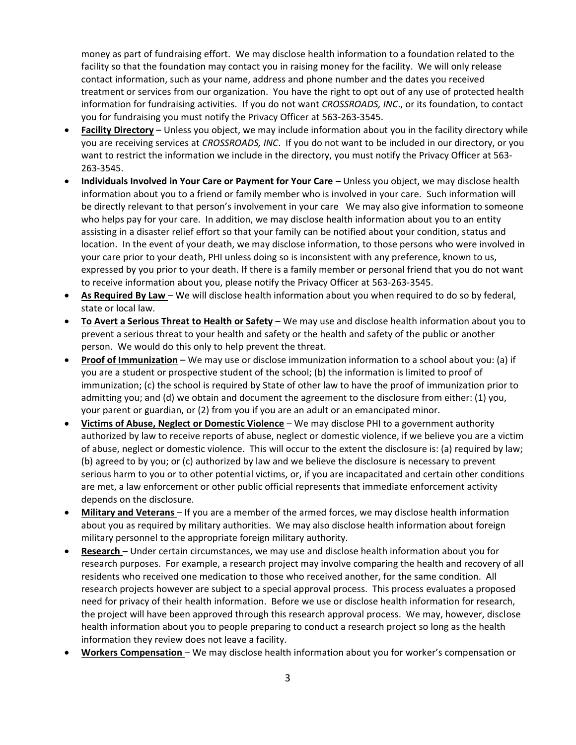money as part of fundraising effort. We may disclose health information to a foundation related to the facility so that the foundation may contact you in raising money for the facility. We will only release contact information, such as your name, address and phone number and the dates you received treatment or services from our organization. You have the right to opt out of any use of protected health information for fundraising activities. If you do not want *CROSSROADS, INC*., or its foundation, to contact you for fundraising you must notify the Privacy Officer at 563-263-3545.

- **Facility Directory** – Unless you object, we may include information about you in the facility directory while you are receiving services at *CROSSROADS, INC*. If you do not want to be included in our directory, or you want to restrict the information we include in the directory, you must notify the Privacy Officer at 563-263-3545.
- **Individuals Involved in Your Care or Payment for Your Care** – Unless you object, we may disclose health information about you to a friend or family member who is involved in your care. Such information will be directly relevant to that person's involvement in your care We may also give information to someone who helps pay for your care. In addition, we may disclose health information about you to an entity assisting in a disaster relief effort so that your family can be notified about your condition, status and location. In the event of your death, we may disclose information, to those persons who were involved in your care prior to your death, PHI unless doing so is inconsistent with any preference, known to us, expressed by you prior to your death. If there is a family member or personal friend that you do not want to receive information about you, please notify the Privacy Officer at 563-263-3545.
- **As Required By Law** – We will disclose health information about you when required to do so by federal, state or local law.
- **To Avert a Serious Threat to Health or Safety** – We may use and disclose health information about you to prevent a serious threat to your health and safety or the health and safety of the public or another person. We would do this only to help prevent the threat.
- **Proof of Immunization** – We may use or disclose immunization information to a school about you: (a) if you are a student or prospective student of the school; (b) the information is limited to proof of immunization; (c) the school is required by State of other law to have the proof of immunization prior to admitting you; and (d) we obtain and document the agreement to the disclosure from either: (1) you, your parent or guardian, or (2) from you if you are an adult or an emancipated minor.
- **Victims of Abuse, Neglect or Domestic Violence** – We may disclose PHI to a government authority authorized by law to receive reports of abuse, neglect or domestic violence, if we believe you are a victim of abuse, neglect or domestic violence. This will occur to the extent the disclosure is: (a) required by law; (b) agreed to by you; or (c) authorized by law and we believe the disclosure is necessary to prevent serious harm to you or to other potential victims, or, if you are incapacitated and certain other conditions are met, a law enforcement or other public official represents that immediate enforcement activity depends on the disclosure.
- **Military and Veterans** – If you are a member of the armed forces, we may disclose health information about you as required by military authorities. We may also disclose health information about foreign military personnel to the appropriate foreign military authority.
- **Research** – Under certain circumstances, we may use and disclose health information about you for research purposes. For example, a research project may involve comparing the health and recovery of all residents who received one medication to those who received another, for the same condition. All research projects however are subject to a special approval process. This process evaluates a proposed need for privacy of their health information. Before we use or disclose health information for research, the project will have been approved through this research approval process. We may, however, disclose health information about you to people preparing to conduct a research project so long as the health information they review does not leave a facility.
- **Workers Compensation** – We may disclose health information about you for worker's compensation or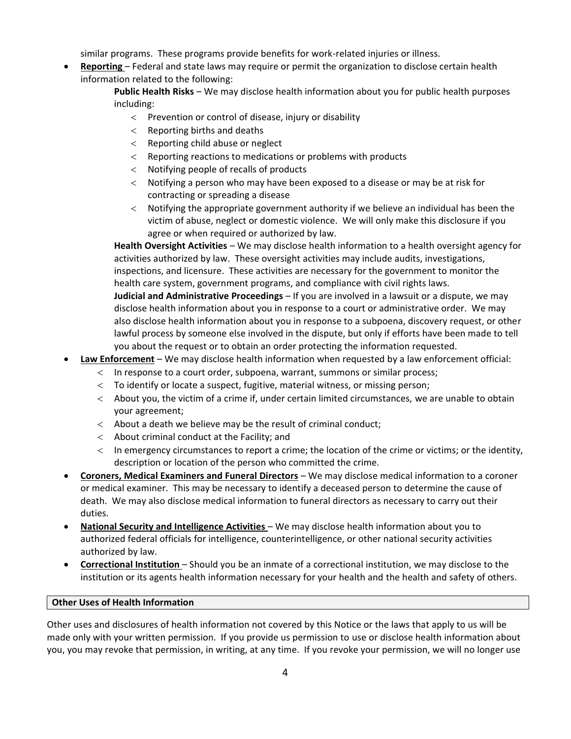similar programs. These programs provide benefits for work-related injuries or illness.

- **Reporting** – Federal and state laws may require or permit the organization to disclose certain health information related to the following:

  **Public Health Risks** – We may disclose health information about you for public health purposes including:

  - Prevention or control of disease, injury or disability
  - Reporting births and deaths
  - Reporting child abuse or neglect
  - Reporting reactions to medications or problems with products
  - Notifying people of recalls of products
  - Notifying a person who may have been exposed to a disease or may be at risk for contracting or spreading a disease
  - Notifying the appropriate government authority if we believe an individual has been the victim of abuse, neglect or domestic violence. We will only make this disclosure if you agree or when required or authorized by law.

  **Health Oversight Activities** – We may disclose health information to a health oversight agency for activities authorized by law. These oversight activities may include audits, investigations, inspections, and licensure. These activities are necessary for the government to monitor the health care system, government programs, and compliance with civil rights laws.

  **Judicial and Administrative Proceedings** – If you are involved in a lawsuit or a dispute, we may disclose health information about you in response to a court or administrative order. We may also disclose health information about you in response to a subpoena, discovery request, or other lawful process by someone else involved in the dispute, but only if efforts have been made to tell you about the request or to obtain an order protecting the information requested.

- **Law Enforcement** – We may disclose health information when requested by a law enforcement official:
  - In response to a court order, subpoena, warrant, summons or similar process;
  - To identify or locate a suspect, fugitive, material witness, or missing person;
  - About you, the victim of a crime if, under certain limited circumstances, we are unable to obtain your agreement;
  - About a death we believe may be the result of criminal conduct;
  - About criminal conduct at the Facility; and
  - In emergency circumstances to report a crime; the location of the crime or victims; or the identity, description or location of the person who committed the crime.
- **Coroners, Medical Examiners and Funeral Directors** – We may disclose medical information to a coroner or medical examiner. This may be necessary to identify a deceased person to determine the cause of death. We may also disclose medical information to funeral directors as necessary to carry out their duties.
- **National Security and Intelligence Activities** – We may disclose health information about you to authorized federal officials for intelligence, counterintelligence, or other national security activities authorized by law.
- **Correctional Institution** – Should you be an inmate of a correctional institution, we may disclose to the institution or its agents health information necessary for your health and the health and safety of others.

## Other Uses of Health Information

Other uses and disclosures of health information not covered by this Notice or the laws that apply to us will be made only with your written permission. If you provide us permission to use or disclose health information about you, you may revoke that permission, in writing, at any time. If you revoke your permission, we will no longer use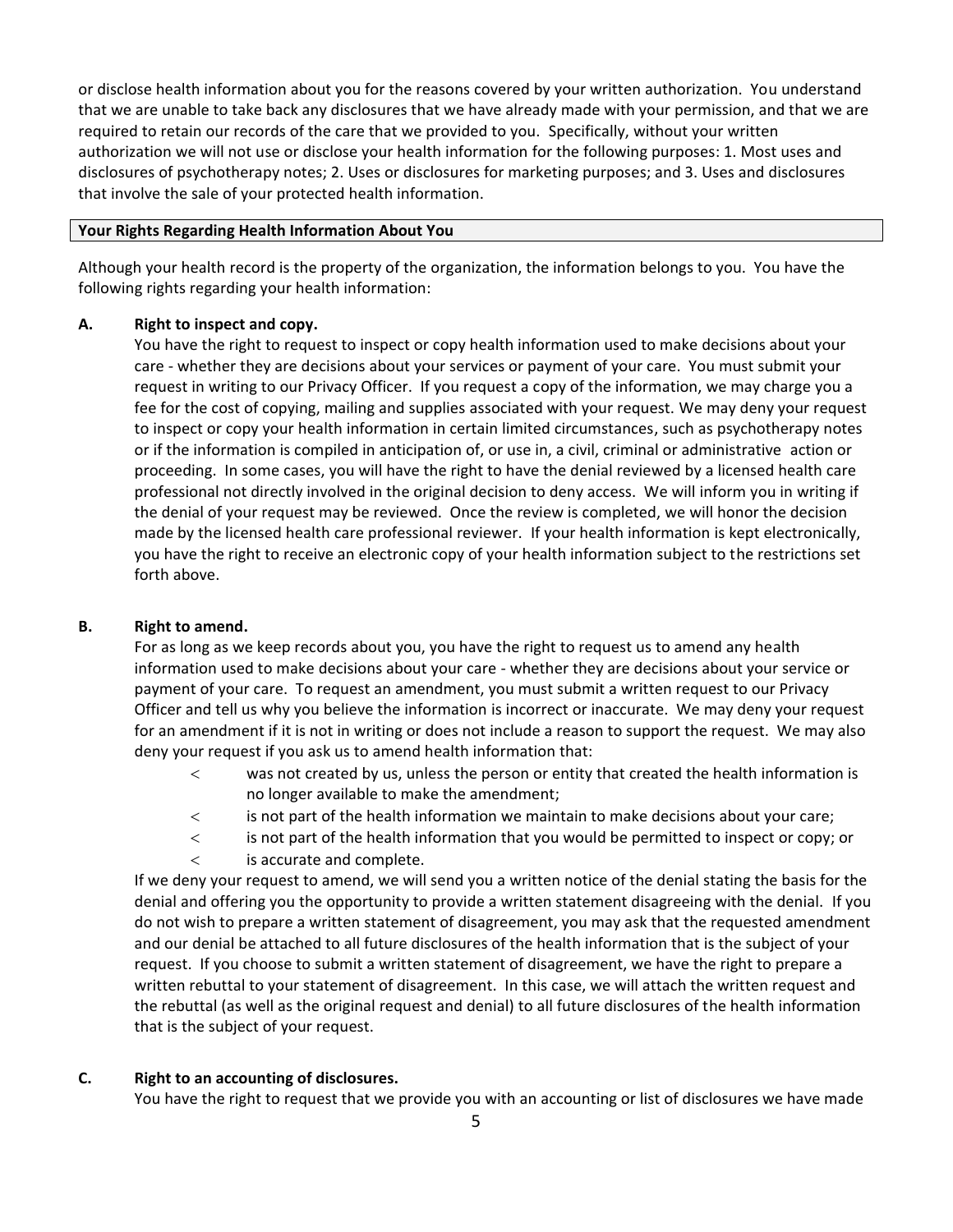or disclose health information about you for the reasons covered by your written authorization. You understand that we are unable to take back any disclosures that we have already made with your permission, and that we are required to retain our records of the care that we provided to you. Specifically, without your written authorization we will not use or disclose your health information for the following purposes: 1. Most uses and disclosures of psychotherapy notes; 2. Uses or disclosures for marketing purposes; and 3. Uses and disclosures that involve the sale of your protected health information.

## Your Rights Regarding Health Information About You

Although your health record is the property of the organization, the information belongs to you. You have the following rights regarding your health information:

**A. Right to inspect and copy.**

You have the right to request to inspect or copy health information used to make decisions about your care - whether they are decisions about your services or payment of your care. You must submit your request in writing to our Privacy Officer. If you request a copy of the information, we may charge you a fee for the cost of copying, mailing and supplies associated with your request. We may deny your request to inspect or copy your health information in certain limited circumstances, such as psychotherapy notes or if the information is compiled in anticipation of, or use in, a civil, criminal or administrative action or proceeding. In some cases, you will have the right to have the denial reviewed by a licensed health care professional not directly involved in the original decision to deny access. We will inform you in writing if the denial of your request may be reviewed. Once the review is completed, we will honor the decision made by the licensed health care professional reviewer. If your health information is kept electronically, you have the right to receive an electronic copy of your health information subject to the restrictions set forth above.

**B. Right to amend.**

For as long as we keep records about you, you have the right to request us to amend any health information used to make decisions about your care - whether they are decisions about your service or payment of your care. To request an amendment, you must submit a written request to our Privacy Officer and tell us why you believe the information is incorrect or inaccurate. We may deny your request for an amendment if it is not in writing or does not include a reason to support the request. We may also deny your request if you ask us to amend health information that:

- was not created by us, unless the person or entity that created the health information is no longer available to make the amendment;
- is not part of the health information we maintain to make decisions about your care;
- is not part of the health information that you would be permitted to inspect or copy; or
- is accurate and complete.

If we deny your request to amend, we will send you a written notice of the denial stating the basis for the denial and offering you the opportunity to provide a written statement disagreeing with the denial. If you do not wish to prepare a written statement of disagreement, you may ask that the requested amendment and our denial be attached to all future disclosures of the health information that is the subject of your request. If you choose to submit a written statement of disagreement, we have the right to prepare a written rebuttal to your statement of disagreement. In this case, we will attach the written request and the rebuttal (as well as the original request and denial) to all future disclosures of the health information that is the subject of your request.

**C. Right to an accounting of disclosures.**

You have the right to request that we provide you with an accounting or list of disclosures we have made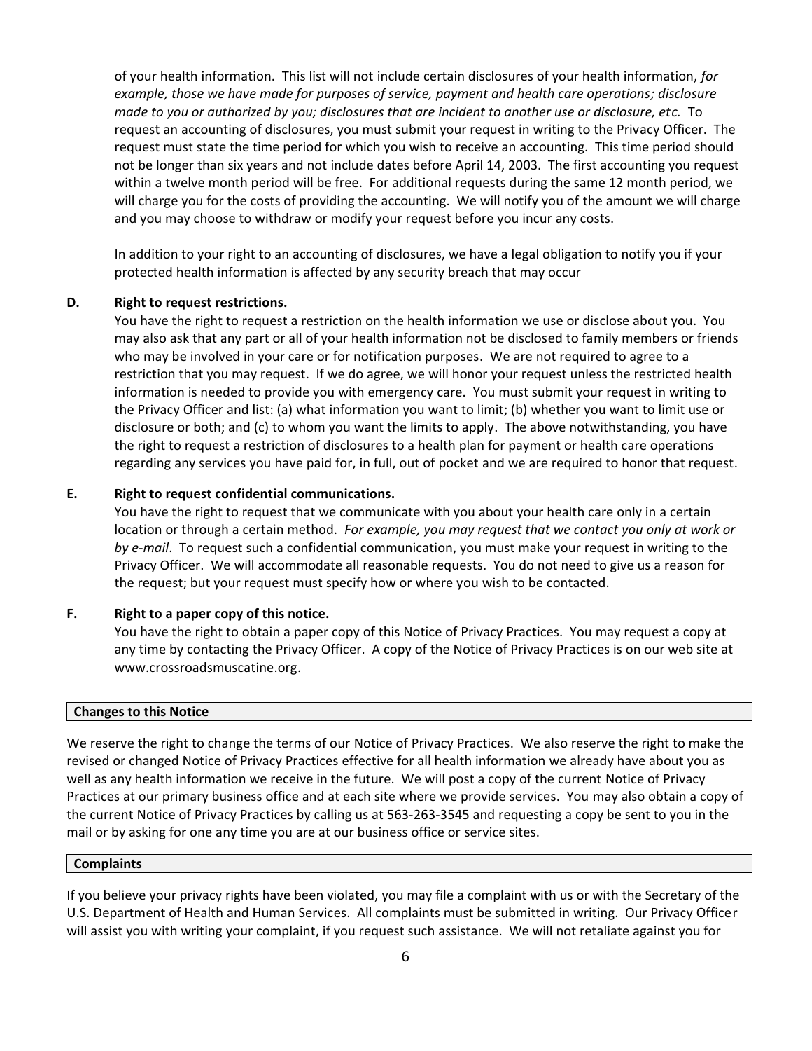of your health information. This list will not include certain disclosures of your health information, *for example, those we have made for purposes of service, payment and health care operations; disclosure made to you or authorized by you; disclosures that are incident to another use or disclosure, etc.* To request an accounting of disclosures, you must submit your request in writing to the Privacy Officer. The request must state the time period for which you wish to receive an accounting. This time period should not be longer than six years and not include dates before April 14, 2003. The first accounting you request within a twelve month period will be free. For additional requests during the same 12 month period, we will charge you for the costs of providing the accounting. We will notify you of the amount we will charge and you may choose to withdraw or modify your request before you incur any costs.

In addition to your right to an accounting of disclosures, we have a legal obligation to notify you if your protected health information is affected by any security breach that may occur

**D. Right to request restrictions.**

You have the right to request a restriction on the health information we use or disclose about you. You may also ask that any part or all of your health information not be disclosed to family members or friends who may be involved in your care or for notification purposes. We are not required to agree to a restriction that you may request. If we do agree, we will honor your request unless the restricted health information is needed to provide you with emergency care. You must submit your request in writing to the Privacy Officer and list: (a) what information you want to limit; (b) whether you want to limit use or disclosure or both; and (c) to whom you want the limits to apply. The above notwithstanding, you have the right to request a restriction of disclosures to a health plan for payment or health care operations regarding any services you have paid for, in full, out of pocket and we are required to honor that request.

**E. Right to request confidential communications.**

You have the right to request that we communicate with you about your health care only in a certain location or through a certain method. *For example, you may request that we contact you only at work or by e-mail*. To request such a confidential communication, you must make your request in writing to the Privacy Officer. We will accommodate all reasonable requests. You do not need to give us a reason for the request; but your request must specify how or where you wish to be contacted.

**F. Right to a paper copy of this notice.**

You have the right to obtain a paper copy of this Notice of Privacy Practices. You may request a copy at any time by contacting the Privacy Officer. A copy of the Notice of Privacy Practices is on our web site at www.crossroadsmuscatine.org.

## Changes to this Notice

We reserve the right to change the terms of our Notice of Privacy Practices. We also reserve the right to make the revised or changed Notice of Privacy Practices effective for all health information we already have about you as well as any health information we receive in the future. We will post a copy of the current Notice of Privacy Practices at our primary business office and at each site where we provide services. You may also obtain a copy of the current Notice of Privacy Practices by calling us at 563-263-3545 and requesting a copy be sent to you in the mail or by asking for one any time you are at our business office or service sites.

## Complaints

If you believe your privacy rights have been violated, you may file a complaint with us or with the Secretary of the U.S. Department of Health and Human Services. All complaints must be submitted in writing. Our Privacy Officer will assist you with writing your complaint, if you request such assistance. We will not retaliate against you for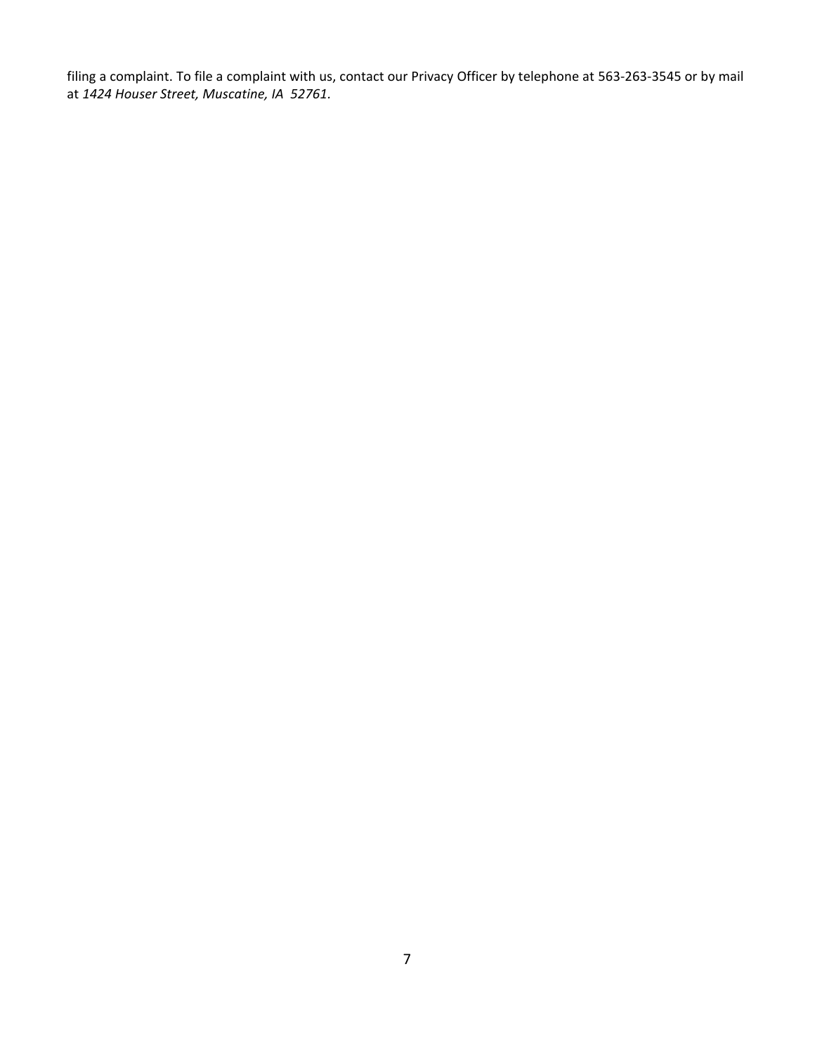filing a complaint. To file a complaint with us, contact our Privacy Officer by telephone at 563-263-3545 or by mail at *1424 Houser Street, Muscatine, IA 52761.*